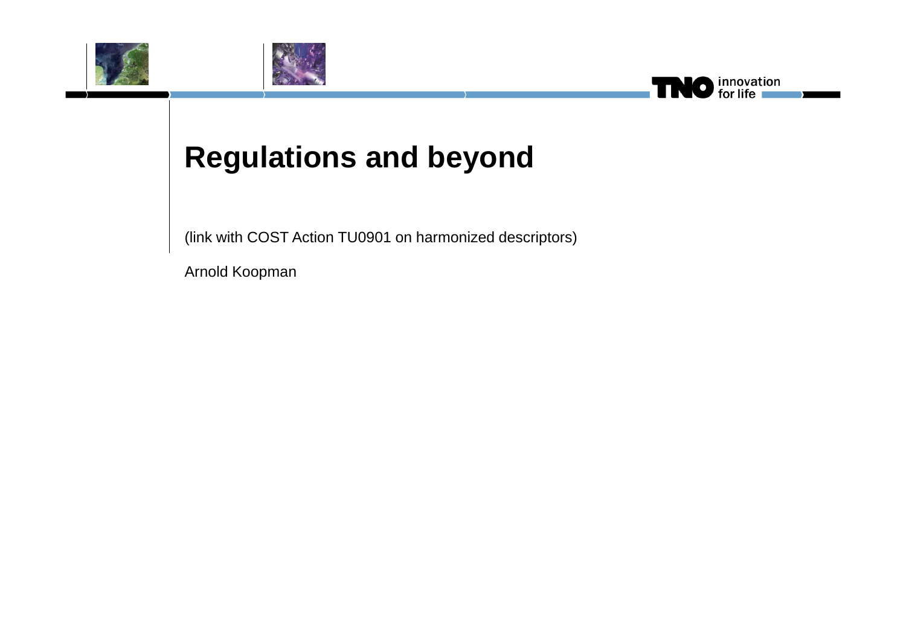# Regulations and beyond

(link with COST Action TU0901 on harmonized descriptors)

Arnold Koopman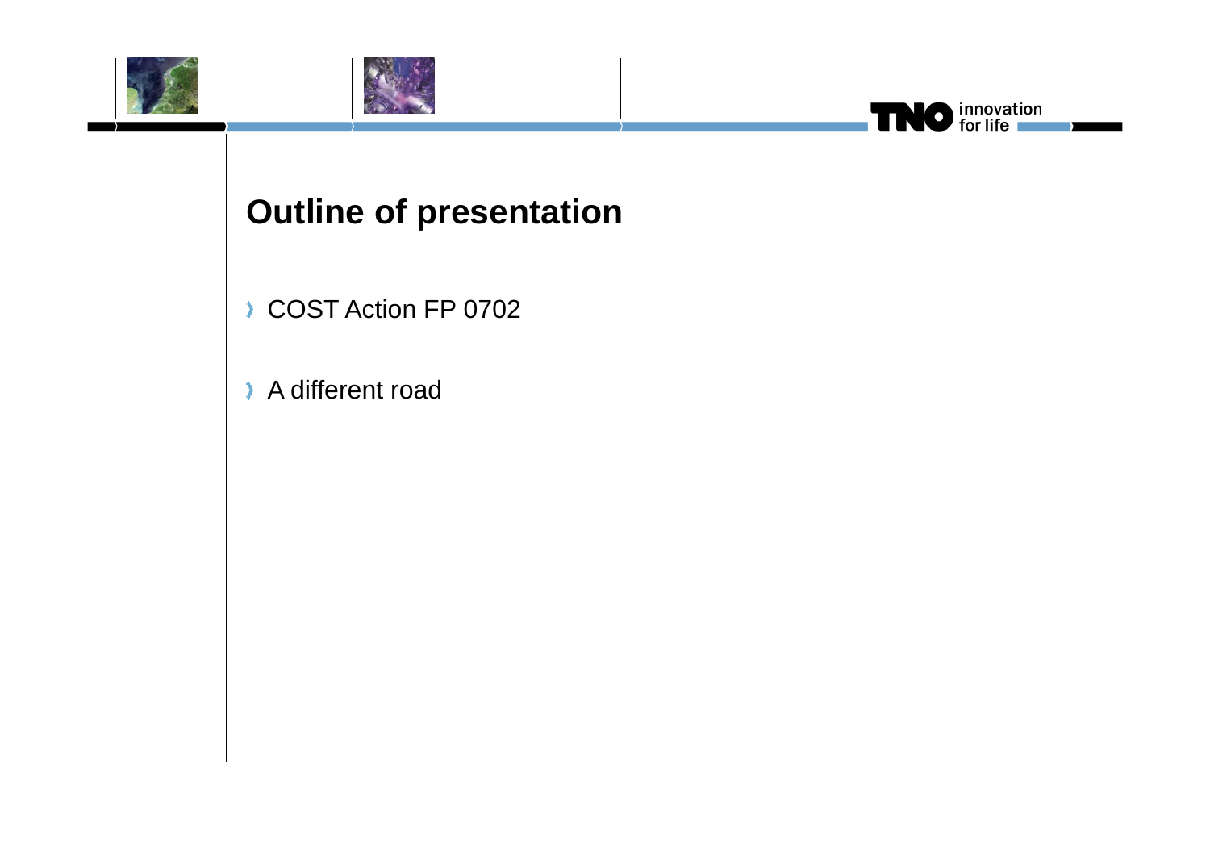# Outline of presentation

- COST Action FP 0702
- A different road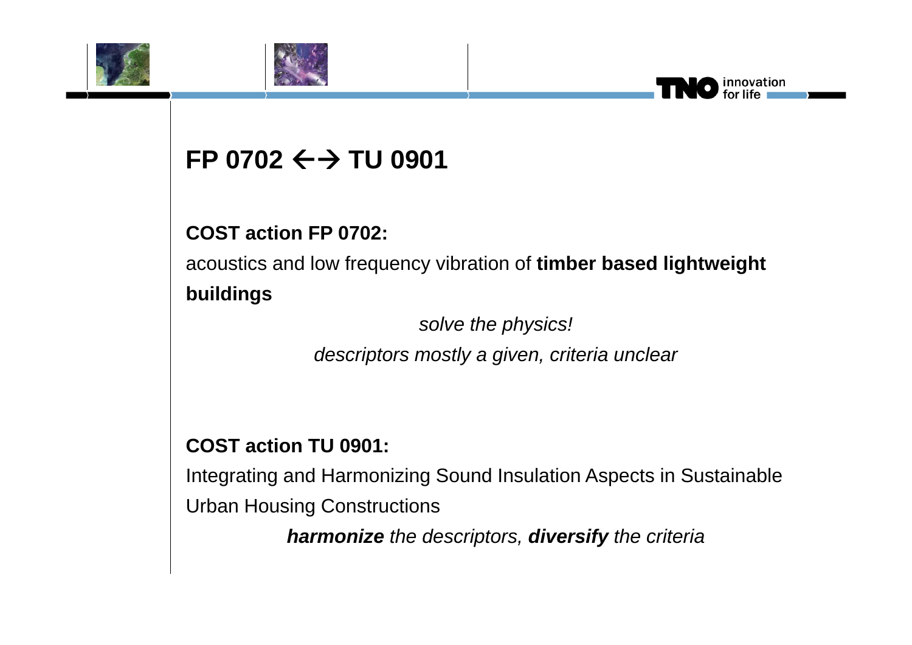# FP 0702 ←→ TU 0901

**COST action FP 0702:**

acoustics and low frequency vibration of **timber based lightweight buildings**

*solve the physics!*

*descriptors mostly a given, criteria unclear*

**COST action TU 0901:**

Integrating and Harmonizing Sound Insulation Aspects in Sustainable Urban Housing Constructions

***harmonize*** *the descriptors,* ***diversify*** *the criteria*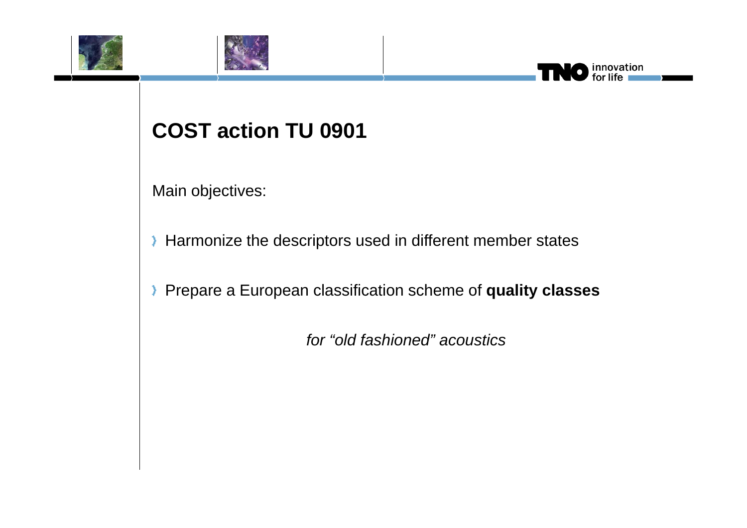# COST action TU 0901

Main objectives:

- Harmonize the descriptors used in different member states
- Prepare a European classification scheme of **quality classes**

*for "old fashioned" acoustics*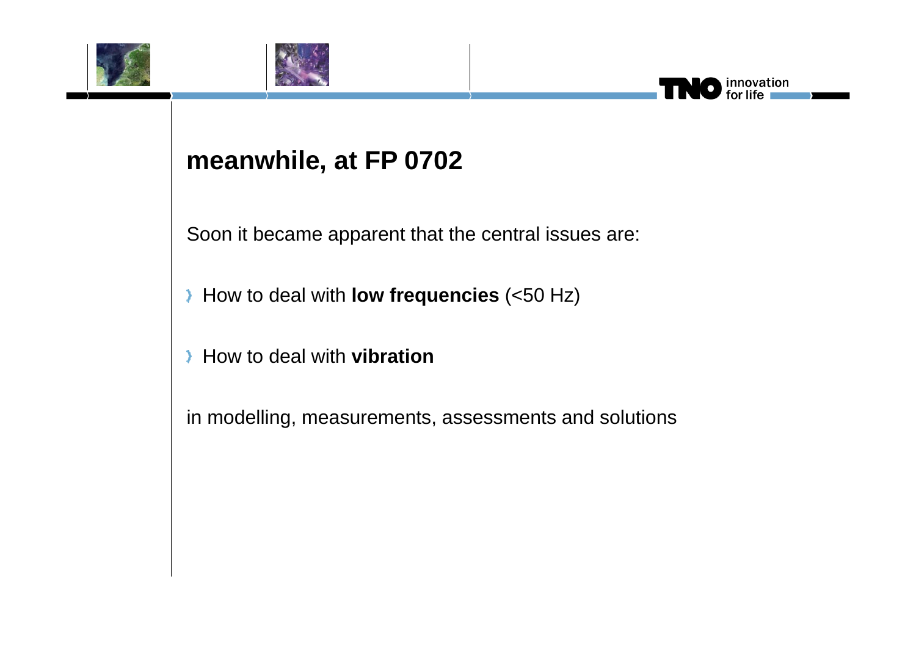## meanwhile, at FP 0702

Soon it became apparent that the central issues are:

- How to deal with **low frequencies** (<50 Hz)
- How to deal with **vibration**

in modelling, measurements, assessments and solutions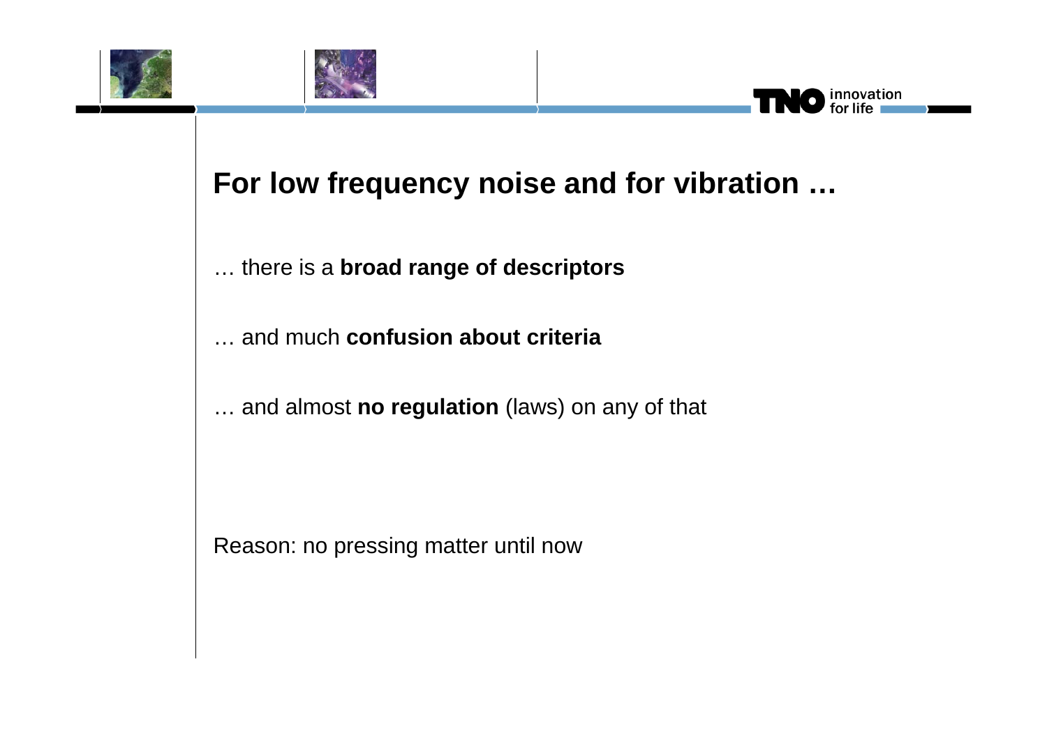# For low frequency noise and for vibration …

… there is a **broad range of descriptors**

… and much **confusion about criteria**

… and almost **no regulation** (laws) on any of that

Reason: no pressing matter until now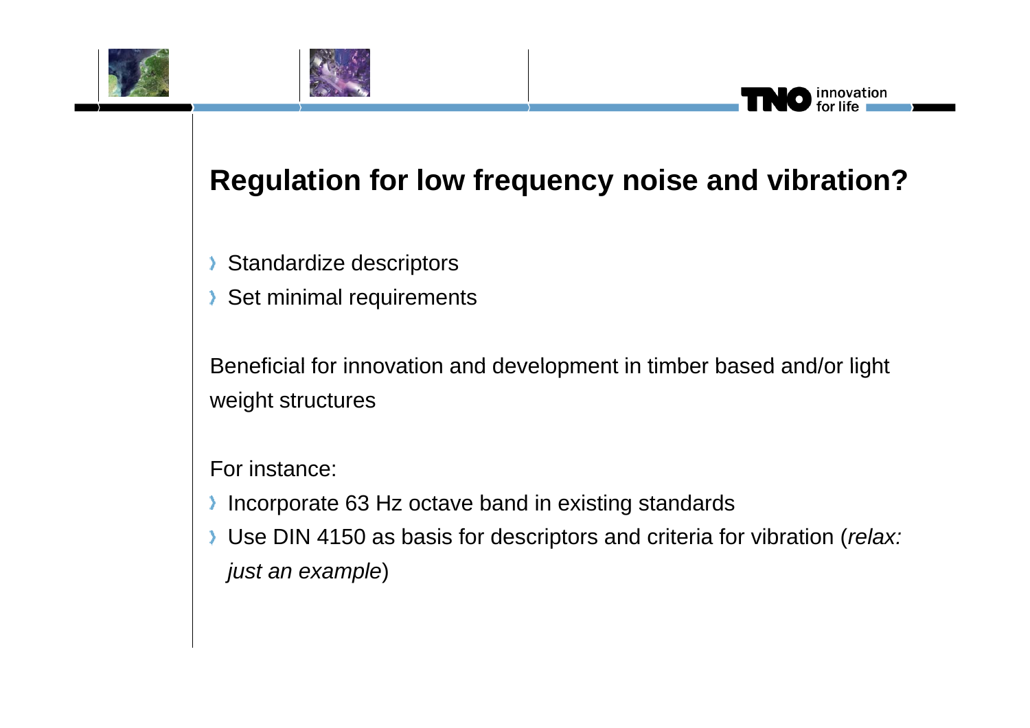# Regulation for low frequency noise and vibration?

- Standardize descriptors
- Set minimal requirements

Beneficial for innovation and development in timber based and/or light weight structures

For instance:

- Incorporate 63 Hz octave band in existing standards
- Use DIN 4150 as basis for descriptors and criteria for vibration (*relax: just an example*)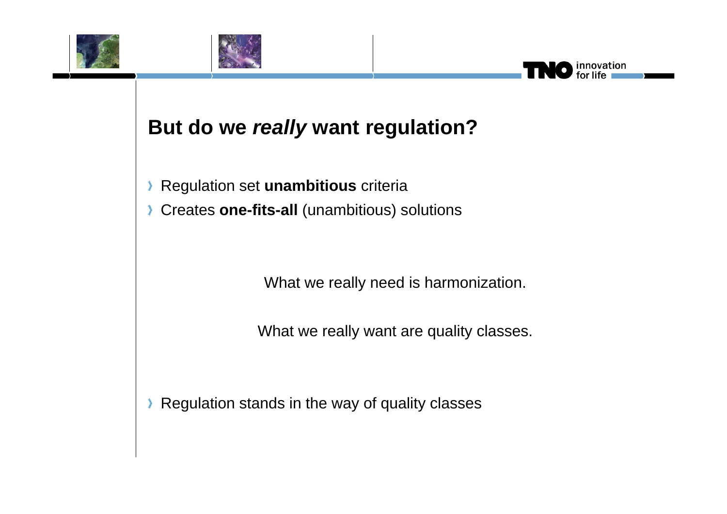## But do we *really* want regulation?

- Regulation set **unambitious** criteria
- Creates **one-fits-all** (unambitious) solutions

What we really need is harmonization.

What we really want are quality classes.

- Regulation stands in the way of quality classes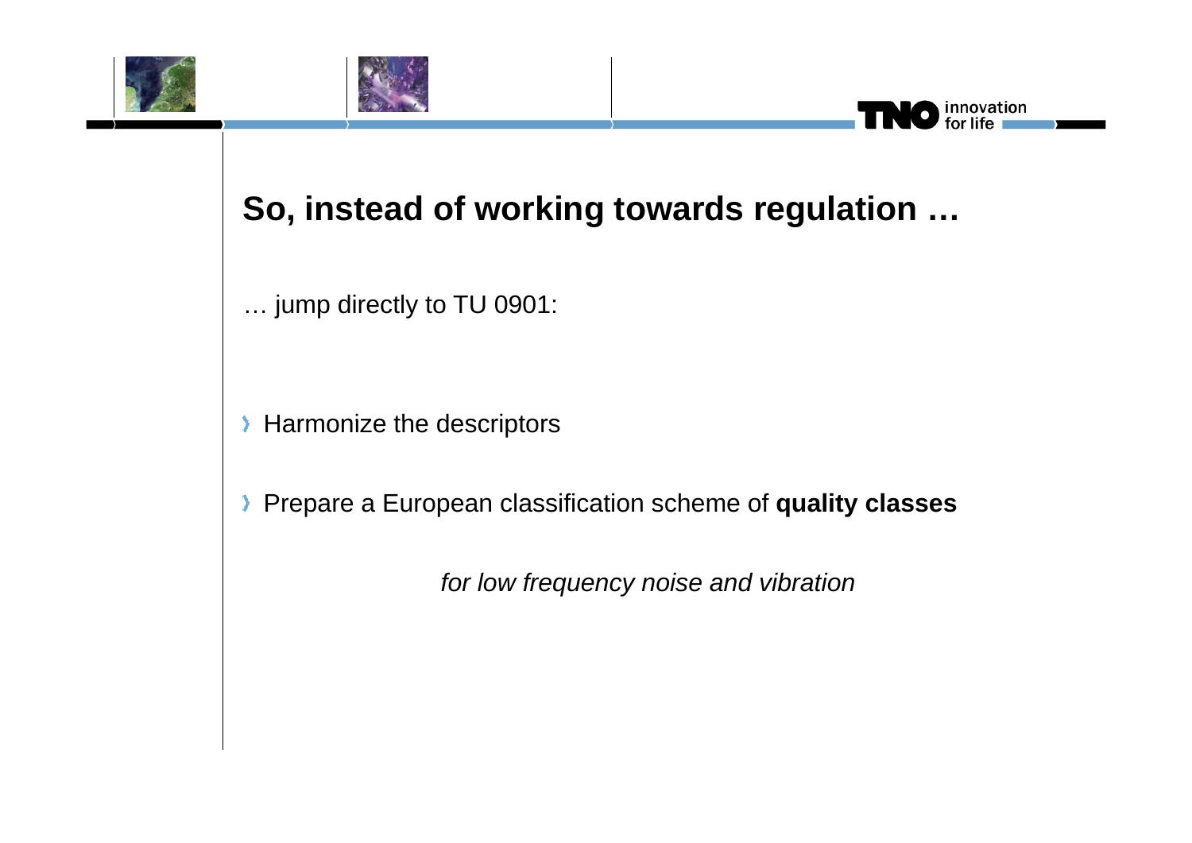# So, instead of working towards regulation …

… jump directly to TU 0901:

- Harmonize the descriptors
- Prepare a European classification scheme of **quality classes**

*for low frequency noise and vibration*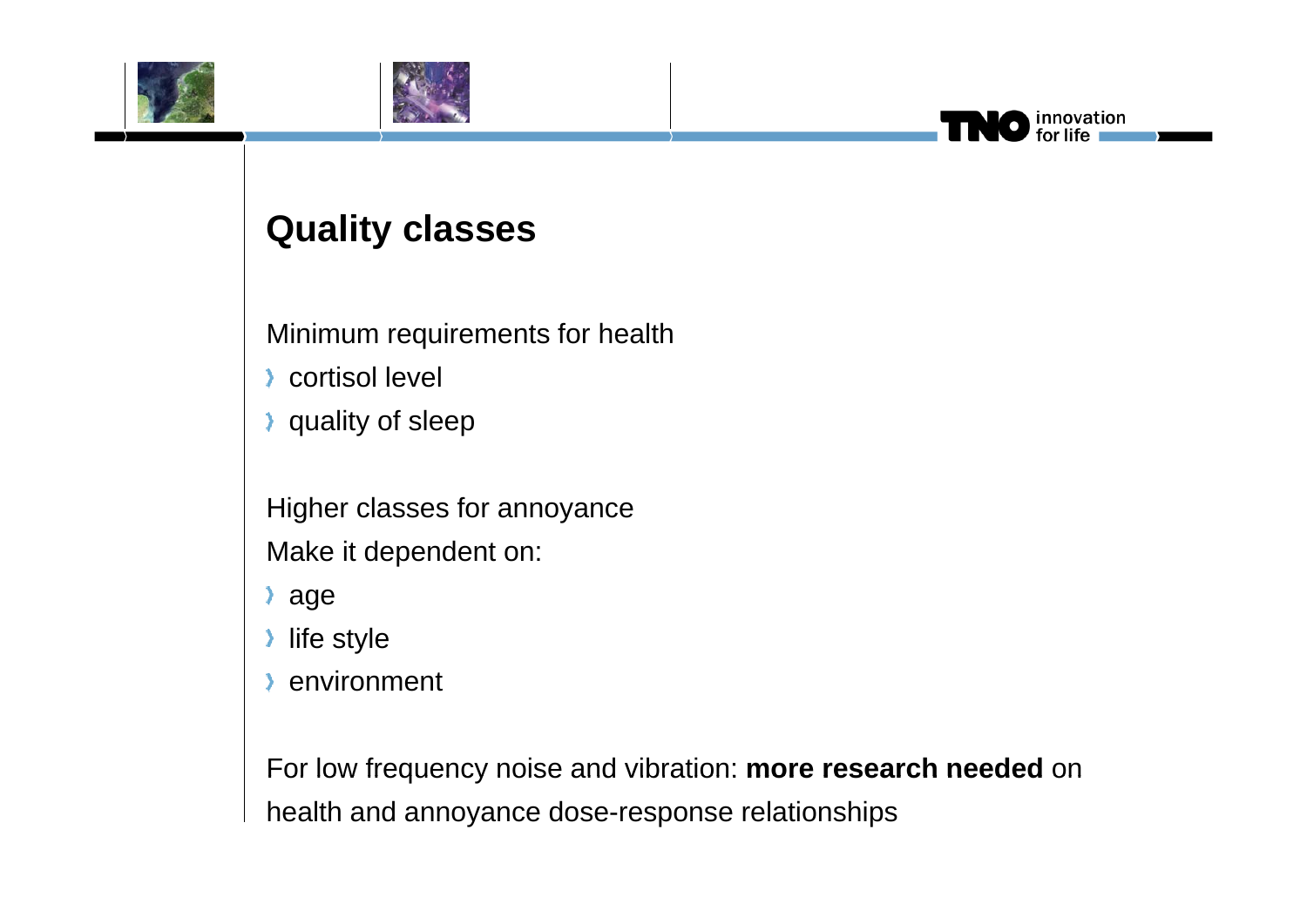## Quality classes

Minimum requirements for health

- cortisol level
- quality of sleep

Higher classes for annoyance

Make it dependent on:

- age
- life style
- environment

For low frequency noise and vibration: **more research needed** on health and annoyance dose-response relationships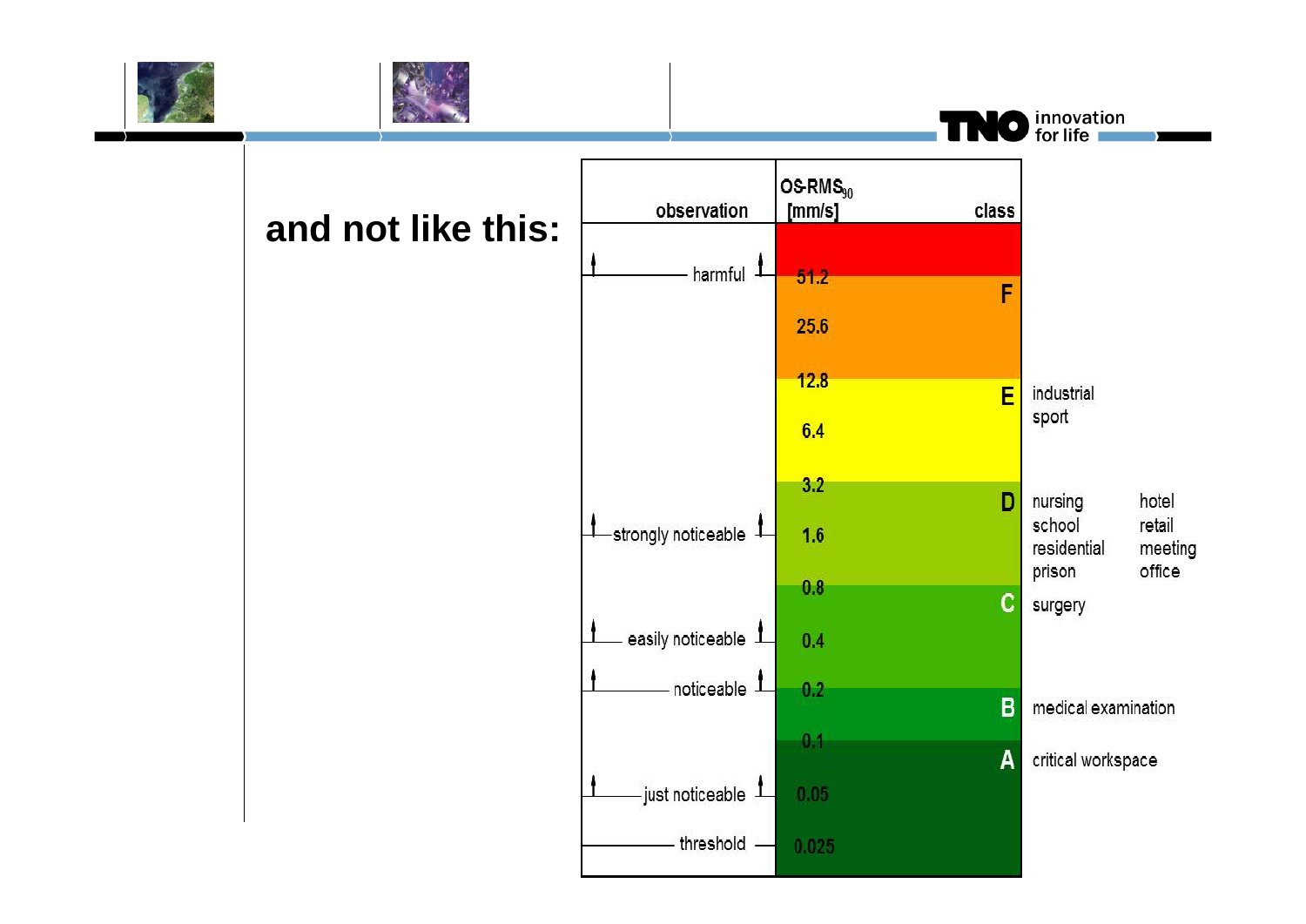## and not like this:

| observation | OS-RMS$_{90}$ [mm/s] | class | | |
|---|---|---|---|---|
| harmful | 51.2 | F | | |
| | 25.6 | | | |
| | 12.8 | E | industrial<br>sport | |
| | 6.4 | | | |
| | 3.2 | D | nursing<br>school<br>residential<br>prison | hotel<br>retail<br>meeting<br>office |
| strongly noticeable | 1.6 | | | |
| | 0.8 | C | surgery | |
| easily noticeable | 0.4 | | | |
| noticeable | 0.2 | B | medical examination | |
| | 0.1 | A | critical workspace | |
| just noticeable | 0.05 | | | |
| threshold | 0.025 | | | |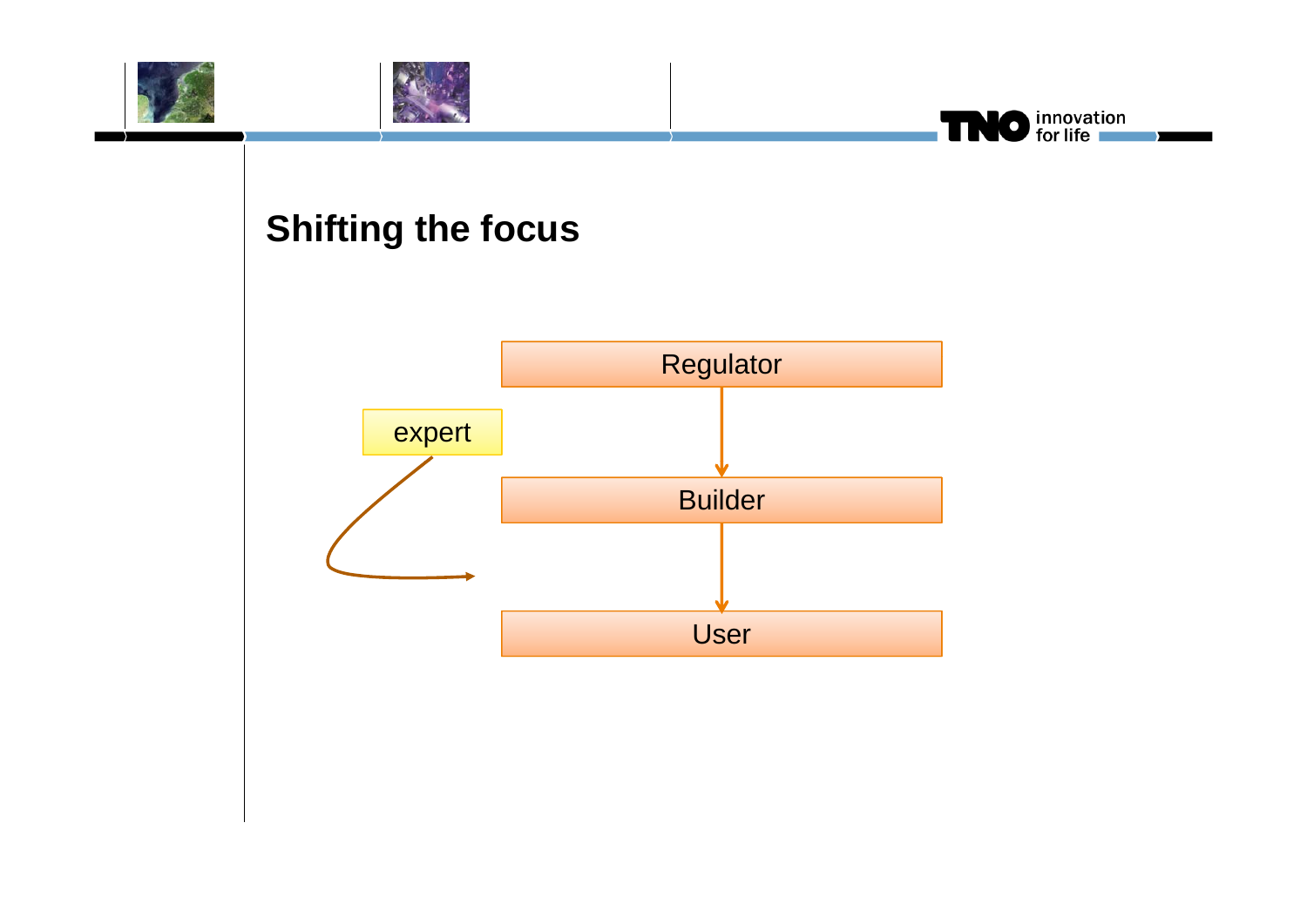# Shifting the focus

Regulator

expert

Builder

User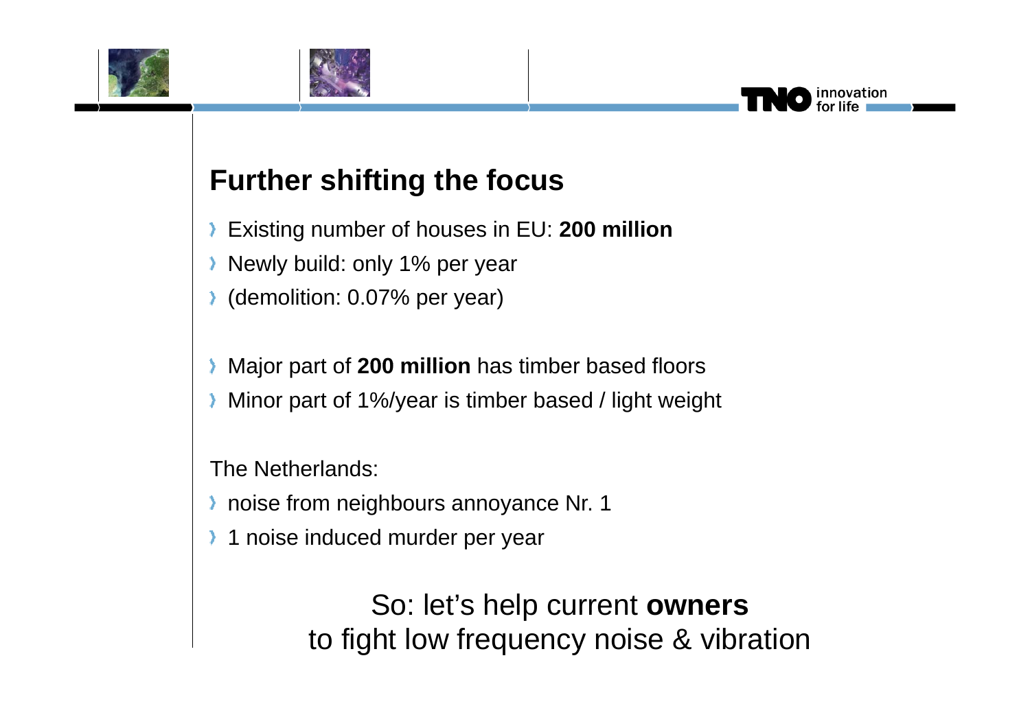## Further shifting the focus

- Existing number of houses in EU: **200 million**
- Newly build: only 1% per year
- (demolition: 0.07% per year)

- Major part of **200 million** has timber based floors
- Minor part of 1%/year is timber based / light weight

The Netherlands:

- noise from neighbours annoyance Nr. 1
- 1 noise induced murder per year

So: let's help current **owners**
to fight low frequency noise & vibration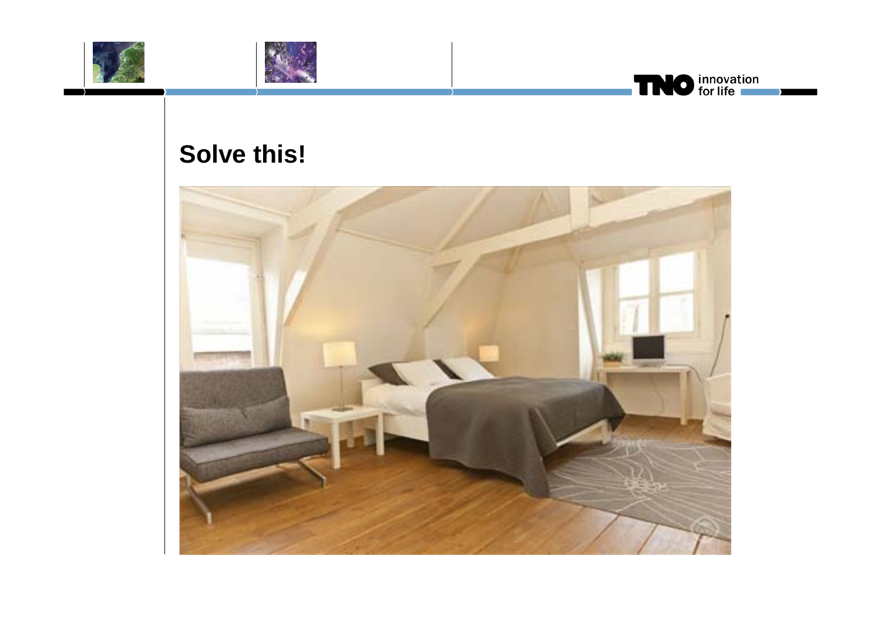## Solve this!